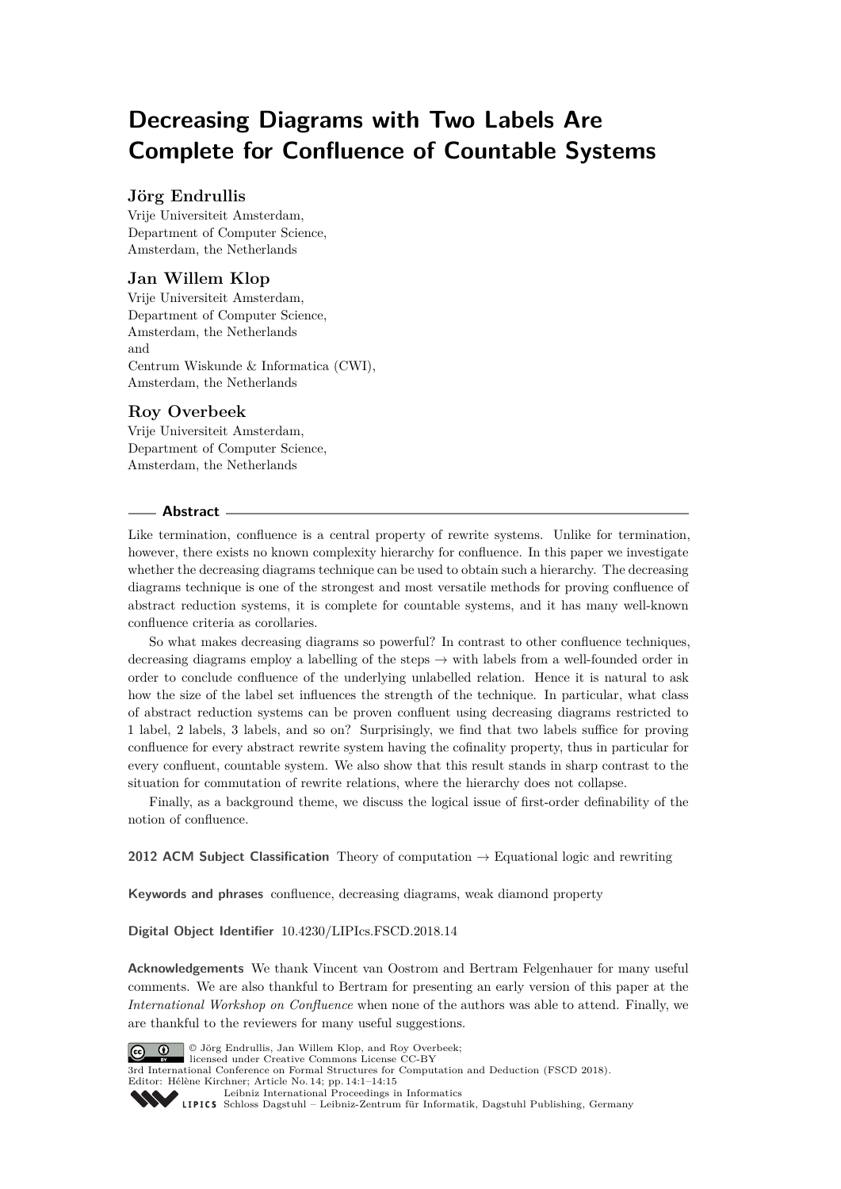# Decreasing Diagrams with Two Labels Are Complete for Confluence of Countable Systems

**Jörg Endrullis**

Vrije Universiteit Amsterdam,
Department of Computer Science,
Amsterdam, the Netherlands

**Jan Willem Klop**

Vrije Universiteit Amsterdam,
Department of Computer Science,
Amsterdam, the Netherlands
and
Centrum Wiskunde & Informatica (CWI),
Amsterdam, the Netherlands

**Roy Overbeek**

Vrije Universiteit Amsterdam,
Department of Computer Science,
Amsterdam, the Netherlands

## Abstract

Like termination, confluence is a central property of rewrite systems. Unlike for termination, however, there exists no known complexity hierarchy for confluence. In this paper we investigate whether the decreasing diagrams technique can be used to obtain such a hierarchy. The decreasing diagrams technique is one of the strongest and most versatile methods for proving confluence of abstract reduction systems, it is complete for countable systems, and it has many well-known confluence criteria as corollaries.

So what makes decreasing diagrams so powerful? In contrast to other confluence techniques, decreasing diagrams employ a labelling of the steps $\to$ with labels from a well-founded order in order to conclude confluence of the underlying unlabelled relation. Hence it is natural to ask how the size of the label set influences the strength of the technique. In particular, what class of abstract reduction systems can be proven confluent using decreasing diagrams restricted to 1 label, 2 labels, 3 labels, and so on? Surprisingly, we find that two labels suffice for proving confluence for every abstract rewrite system having the cofinality property, thus in particular for every confluent, countable system. We also show that this result stands in sharp contrast to the situation for commutation of rewrite relations, where the hierarchy does not collapse.

Finally, as a background theme, we discuss the logical issue of first-order definability of the notion of confluence.

**2012 ACM Subject Classification** Theory of computation $\to$ Equational logic and rewriting

**Keywords and phrases** confluence, decreasing diagrams, weak diamond property

**Digital Object Identifier** 10.4230/LIPIcs.FSCD.2018.14

**Acknowledgements** We thank Vincent van Oostrom and Bertram Felgenhauer for many useful comments. We are also thankful to Bertram for presenting an early version of this paper at the *International Workshop on Confluence* when none of the authors was able to attend. Finally, we are thankful to the reviewers for many useful suggestions.

© Jörg Endrullis, Jan Willem Klop, and Roy Overbeek;
licensed under Creative Commons License CC-BY
3rd International Conference on Formal Structures for Computation and Deduction (FSCD 2018).
Editor: Hélène Kirchner; Article No. 14; pp. 14:1–14:15
Leibniz International Proceedings in Informatics
Schloss Dagstuhl – Leibniz-Zentrum für Informatik, Dagstuhl Publishing, Germany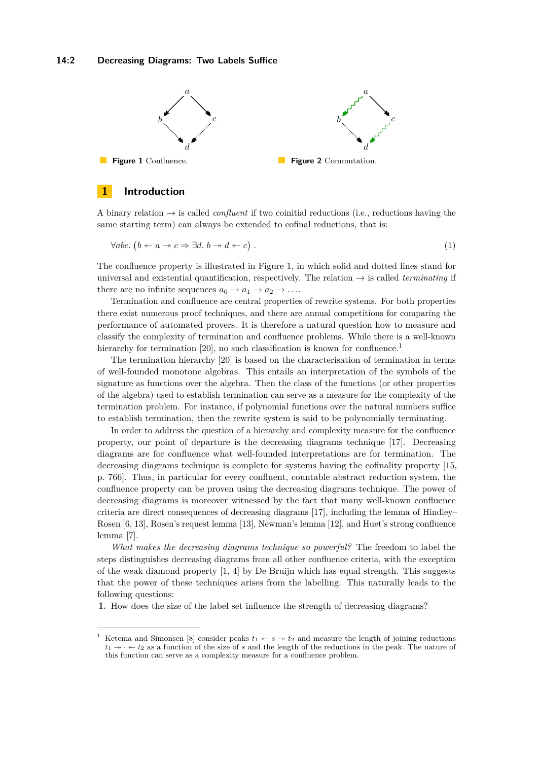**Figure 1** Confluence.

**Figure 2** Commutation.

## 1 Introduction

A binary relation $\to$ is called *confluent* if two coinitial reductions (i.e., reductions having the same starting term) can always be extended to cofinal reductions, that is:

$$\forall abc.\ \left(b \twoheadleftarrow a \twoheadrightarrow c \Rightarrow \exists d.\ b \twoheadrightarrow d \twoheadleftarrow c\right)\ . \tag{1}$$

The confluence property is illustrated in Figure 1, in which solid and dotted lines stand for universal and existential quantification, respectively. The relation $\to$ is called *terminating* if there are no infinite sequences $a_0 \to a_1 \to a_2 \to \ldots$.

Termination and confluence are central properties of rewrite systems. For both properties there exist numerous proof techniques, and there are annual competitions for comparing the performance of automated provers. It is therefore a natural question how to measure and classify the complexity of termination and confluence problems. While there is a well-known hierarchy for termination [20], no such classification is known for confluence.[1]

The termination hierarchy [20] is based on the characterisation of termination in terms of well-founded monotone algebras. This entails an interpretation of the symbols of the signature as functions over the algebra. Then the class of the functions (or other properties of the algebra) used to establish termination can serve as a measure for the complexity of the termination problem. For instance, if polynomial functions over the natural numbers suffice to establish termination, then the rewrite system is said to be polynomially terminating.

In order to address the question of a hierarchy and complexity measure for the confluence property, our point of departure is the decreasing diagrams technique [17]. Decreasing diagrams are for confluence what well-founded interpretations are for termination. The decreasing diagrams technique is complete for systems having the cofinality property [15, p. 766]. Thus, in particular for every confluent, countable abstract reduction system, the confluence property can be proven using the decreasing diagrams technique. The power of decreasing diagrams is moreover witnessed by the fact that many well-known confluence criteria are direct consequences of decreasing diagrams [17], including the lemma of Hindley–Rosen [6, 13], Rosen's request lemma [13], Newman's lemma [12], and Huet's strong confluence lemma [7].

*What makes the decreasing diagrams technique so powerful?* The freedom to label the steps distinguishes decreasing diagrams from all other confluence criteria, with the exception of the weak diamond property [1, 4] by De Bruijn which has equal strength. This suggests that the power of these techniques arises from the labelling. This naturally leads to the following questions:

1. How does the size of the label set influence the strength of decreasing diagrams?

---

[1] Ketema and Simonsen [8] consider peaks $t_1 \twoheadleftarrow s \twoheadrightarrow t_2$ and measure the length of joining reductions $t_1 \twoheadrightarrow \cdot \twoheadleftarrow t_2$ as a function of the size of $s$ and the length of the reductions in the peak. The nature of this function can serve as a complexity measure for a confluence problem.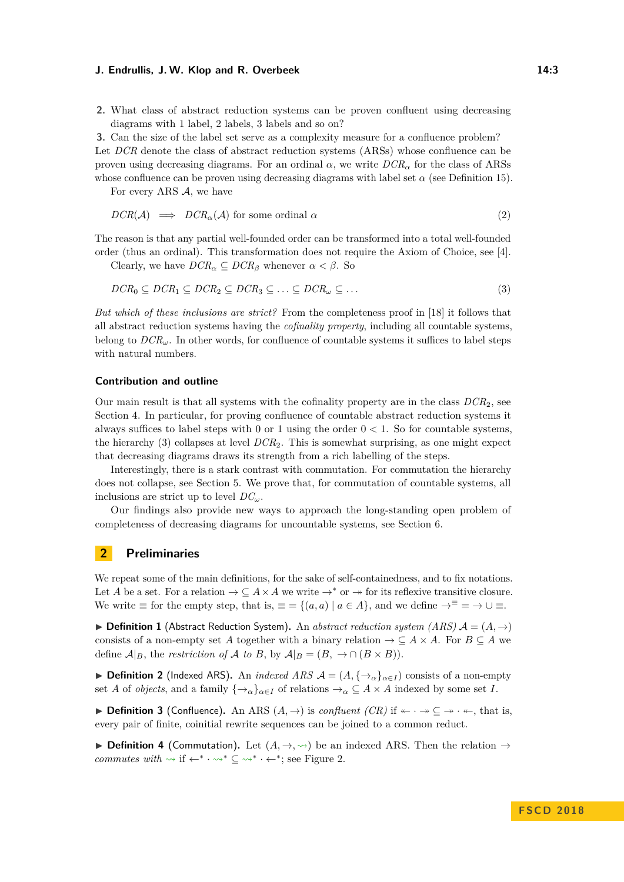2. What class of abstract reduction systems can be proven confluent using decreasing diagrams with 1 label, 2 labels, 3 labels and so on?
3. Can the size of the label set serve as a complexity measure for a confluence problem?

Let *DCR* denote the class of abstract reduction systems (ARSs) whose confluence can be proven using decreasing diagrams. For an ordinal $\alpha$, we write $DCR_\alpha$ for the class of ARSs whose confluence can be proven using decreasing diagrams with label set $\alpha$ (see Definition 15).

For every ARS $\mathcal{A}$, we have

$$DCR(\mathcal{A}) \implies DCR_\alpha(\mathcal{A}) \text{ for some ordinal } \alpha \tag{2}$$

The reason is that any partial well-founded order can be transformed into a total well-founded order (thus an ordinal). This transformation does not require the Axiom of Choice, see [4].

Clearly, we have $DCR_\alpha \subseteq DCR_\beta$ whenever $\alpha < \beta$. So

$$DCR_0 \subseteq DCR_1 \subseteq DCR_2 \subseteq DCR_3 \subseteq \ldots \subseteq DCR_\omega \subseteq \ldots \tag{3}$$

*But which of these inclusions are strict?* From the completeness proof in [18] it follows that all abstract reduction systems having the *cofinality property*, including all countable systems, belong to $DCR_\omega$. In other words, for confluence of countable systems it suffices to label steps with natural numbers.

### Contribution and outline

Our main result is that all systems with the cofinality property are in the class $DCR_2$, see Section 4. In particular, for proving confluence of countable abstract reduction systems it always suffices to label steps with 0 or 1 using the order $0 < 1$. So for countable systems, the hierarchy (3) collapses at level $DCR_2$. This is somewhat surprising, as one might expect that decreasing diagrams draws its strength from a rich labelling of the steps.

Interestingly, there is a stark contrast with commutation. For commutation the hierarchy does not collapse, see Section 5. We prove that, for commutation of countable systems, all inclusions are strict up to level $DC_\omega$.

Our findings also provide new ways to approach the long-standing open problem of completeness of decreasing diagrams for uncountable systems, see Section 6.

## 2 Preliminaries

We repeat some of the main definitions, for the sake of self-containedness, and to fix notations. Let $A$ be a set. For a relation $\to \subseteq A \times A$ we write $\to^*$ or $\twoheadrightarrow$ for its reflexive transitive closure. We write $\equiv$ for the empty step, that is, $\equiv = \{(a, a) \mid a \in A\}$, and we define $\to^{\equiv} = \to \cup \equiv$.

▶ **Definition 1** (Abstract Reduction System). An *abstract reduction system (ARS)* $\mathcal{A} = (A, \to)$ consists of a non-empty set $A$ together with a binary relation $\to \subseteq A \times A$. For $B \subseteq A$ we define $\mathcal{A}|_B$, the *restriction of* $\mathcal{A}$ *to* $B$, by $\mathcal{A}|_B = (B, \to \cap (B \times B))$.

▶ **Definition 2** (Indexed ARS). An *indexed ARS* $\mathcal{A} = (A, \{\to_\alpha\}_{\alpha \in I})$ consists of a non-empty set $A$ of *objects*, and a family $\{\to_\alpha\}_{\alpha \in I}$ of relations $\to_\alpha \subseteq A \times A$ indexed by some set $I$.

▶ **Definition 3** (Confluence). An ARS $(A, \to)$ is *confluent (CR)* if $\twoheadleftarrow \cdot \twoheadrightarrow \subseteq \twoheadrightarrow \cdot \twoheadleftarrow$, that is, every pair of finite, coinitial rewrite sequences can be joined to a common reduct.

▶ **Definition 4** (Commutation). Let $(A, \to, \rightsquigarrow)$ be an indexed ARS. Then the relation $\to$ *commutes with* $\rightsquigarrow$ if $\leftarrow^* \cdot \rightsquigarrow^* \subseteq \rightsquigarrow^* \cdot \leftarrow^*$; see Figure 2.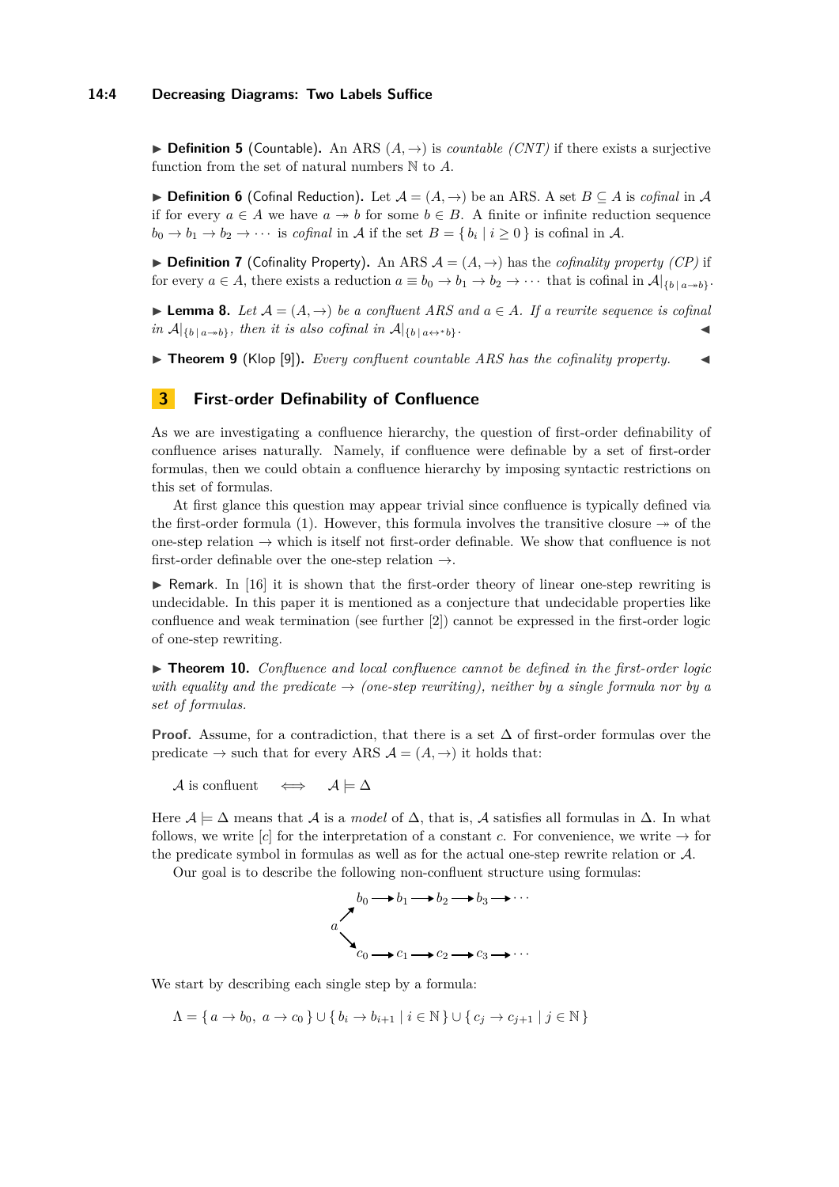▶ **Definition 5** (Countable)**.** An ARS $(A, \to)$ is *countable (CNT)* if there exists a surjective function from the set of natural numbers $\mathbb{N}$ to $A$.

▶ **Definition 6** (Cofinal Reduction)**.** Let $\mathcal{A} = (A, \to)$ be an ARS. A set $B \subseteq A$ is *cofinal* in $\mathcal{A}$ if for every $a \in A$ we have $a \twoheadrightarrow b$ for some $b \in B$. A finite or infinite reduction sequence $b_0 \to b_1 \to b_2 \to \cdots$ is *cofinal* in $\mathcal{A}$ if the set $B = \{ b_i \mid i \geq 0 \}$ is cofinal in $\mathcal{A}$.

▶ **Definition 7** (Cofinality Property)**.** An ARS $\mathcal{A} = (A, \to)$ has the *cofinality property (CP)* if for every $a \in A$, there exists a reduction $a \equiv b_0 \to b_1 \to b_2 \to \cdots$ that is cofinal in $\mathcal{A}|_{\{b \,|\, a \twoheadrightarrow b\}}$.

▶ **Lemma 8.** *Let $\mathcal{A} = (A, \to)$ be a confluent ARS and $a \in A$. If a rewrite sequence is cofinal in $\mathcal{A}|_{\{b \,|\, a \twoheadrightarrow b\}}$, then it is also cofinal in $\mathcal{A}|_{\{b \,|\, a \leftrightarrow^* b\}}$.* ◀

▶ **Theorem 9** (Klop [9])**.** *Every confluent countable ARS has the cofinality property.* ◀

## 3 First-order Definability of Confluence

As we are investigating a confluence hierarchy, the question of first-order definability of confluence arises naturally. Namely, if confluence were definable by a set of first-order formulas, then we could obtain a confluence hierarchy by imposing syntactic restrictions on this set of formulas.

At first glance this question may appear trivial since confluence is typically defined via the first-order formula (1). However, this formula involves the transitive closure $\twoheadrightarrow$ of the one-step relation $\to$ which is itself not first-order definable. We show that confluence is not first-order definable over the one-step relation $\to$.

▶ Remark. In [16] it is shown that the first-order theory of linear one-step rewriting is undecidable. In this paper it is mentioned as a conjecture that undecidable properties like confluence and weak termination (see further [2]) cannot be expressed in the first-order logic of one-step rewriting.

▶ **Theorem 10.** *Confluence and local confluence cannot be defined in the first-order logic with equality and the predicate $\to$ (one-step rewriting), neither by a single formula nor by a set of formulas.*

**Proof.** Assume, for a contradiction, that there is a set $\Delta$ of first-order formulas over the predicate $\to$ such that for every ARS $\mathcal{A} = (A, \to)$ it holds that:

$$\mathcal{A} \text{ is confluent} \quad \Longleftrightarrow \quad \mathcal{A} \models \Delta$$

Here $\mathcal{A} \models \Delta$ means that $\mathcal{A}$ is a *model* of $\Delta$, that is, $\mathcal{A}$ satisfies all formulas in $\Delta$. In what follows, we write $[c]$ for the interpretation of a constant $c$. For convenience, we write $\to$ for the predicate symbol in formulas as well as for the actual one-step rewrite relation or $\mathcal{A}$.

Our goal is to describe the following non-confluent structure using formulas:

$$\begin{array}{l} \quad b_0 \to b_1 \to b_2 \to b_3 \to \cdots \\ a \nearrow \\ \quad\searrow \\ \quad c_0 \to c_1 \to c_2 \to c_3 \to \cdots \end{array}$$

We start by describing each single step by a formula:

$$\Lambda = \{ a \to b_0,\ a \to c_0 \} \cup \{ b_i \to b_{i+1} \mid i \in \mathbb{N} \} \cup \{ c_j \to c_{j+1} \mid j \in \mathbb{N} \}$$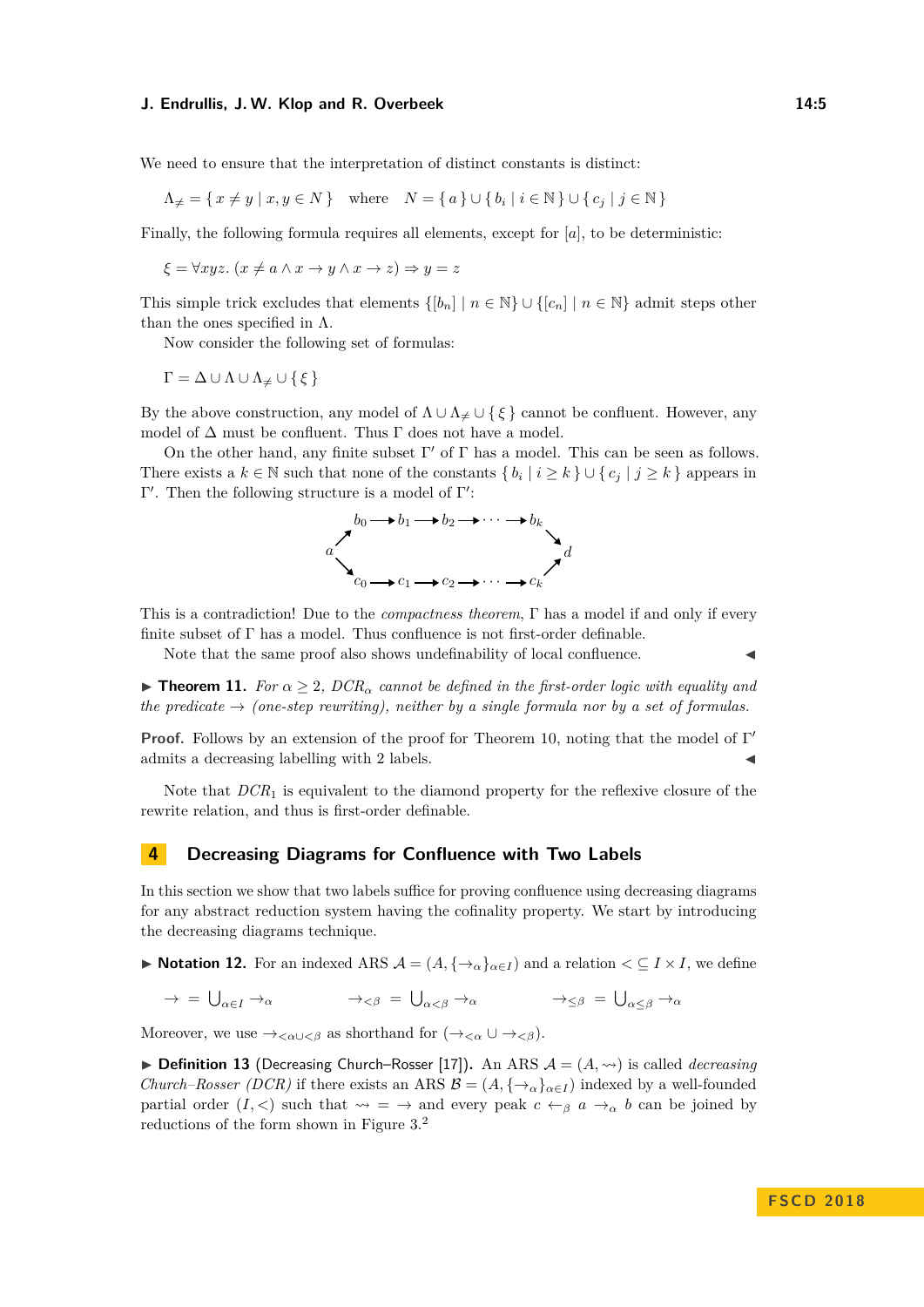We need to ensure that the interpretation of distinct constants is distinct:

$$\Lambda_{\neq} = \{ x \neq y \mid x, y \in N \} \quad \text{where} \quad N = \{ a \} \cup \{ b_i \mid i \in \mathbb{N} \} \cup \{ c_j \mid j \in \mathbb{N} \}$$

Finally, the following formula requires all elements, except for $[a]$, to be deterministic:

$$\xi = \forall xyz.\, (x \neq a \wedge x \to y \wedge x \to z) \Rightarrow y = z$$

This simple trick excludes that elements $\{[b_n] \mid n \in \mathbb{N}\} \cup \{[c_n] \mid n \in \mathbb{N}\}$ admit steps other than the ones specified in $\Lambda$.

Now consider the following set of formulas:

$$\Gamma = \Delta \cup \Lambda \cup \Lambda_{\neq} \cup \{ \xi \}$$

By the above construction, any model of $\Lambda \cup \Lambda_{\neq} \cup \{ \xi \}$ cannot be confluent. However, any model of $\Delta$ must be confluent. Thus $\Gamma$ does not have a model.

On the other hand, any finite subset $\Gamma'$ of $\Gamma$ has a model. This can be seen as follows. There exists a $k \in \mathbb{N}$ such that none of the constants $\{ b_i \mid i \geq k \} \cup \{ c_j \mid j \geq k \}$ appears in $\Gamma'$. Then the following structure is a model of $\Gamma'$:

$$\begin{array}{ccccc} & b_0 \to b_1 \to b_2 \to \cdots \to b_k & \\ a \nearrow & & \searrow d \\ a \searrow & & \nearrow \\ & c_0 \to c_1 \to c_2 \to \cdots \to c_k & \end{array}$$

This is a contradiction! Due to the *compactness theorem*, $\Gamma$ has a model if and only if every finite subset of $\Gamma$ has a model. Thus confluence is not first-order definable.

Note that the same proof also shows undefinability of local confluence. ◀

▶ **Theorem 11.** *For $\alpha \geq 2$, $DCR_\alpha$ cannot be defined in the first-order logic with equality and the predicate $\to$ (one-step rewriting), neither by a single formula nor by a set of formulas.*

**Proof.** Follows by an extension of the proof for Theorem 10, noting that the model of $\Gamma'$ admits a decreasing labelling with 2 labels. ◀

Note that $DCR_1$ is equivalent to the diamond property for the reflexive closure of the rewrite relation, and thus is first-order definable.

## 4 Decreasing Diagrams for Confluence with Two Labels

In this section we show that two labels suffice for proving confluence using decreasing diagrams for any abstract reduction system having the cofinality property. We start by introducing the decreasing diagrams technique.

▶ **Notation 12.** For an indexed ARS $\mathcal{A} = (A, \{\to_\alpha\}_{\alpha \in I})$ and a relation $< \subseteq I \times I$, we define

$$\to \;=\; \bigcup_{\alpha \in I} \to_\alpha \qquad\qquad \to_{<\beta} \;=\; \bigcup_{\alpha < \beta} \to_\alpha \qquad\qquad \to_{\leq\beta} \;=\; \bigcup_{\alpha \leq \beta} \to_\alpha$$

Moreover, we use $\to_{<\alpha \cup <\beta}$ as shorthand for $(\to_{<\alpha} \cup \to_{<\beta})$.

▶ **Definition 13** (Decreasing Church–Rosser [17])**.** An ARS $\mathcal{A} = (A, \rightsquigarrow)$ is called *decreasing Church–Rosser (DCR)* if there exists an ARS $\mathcal{B} = (A, \{\to_\alpha\}_{\alpha \in I})$ indexed by a well-founded partial order $(I, <)$ such that $\rightsquigarrow \;=\; \to$ and every peak $c \leftarrow_\beta a \to_\alpha b$ can be joined by reductions of the form shown in Figure 3.[2]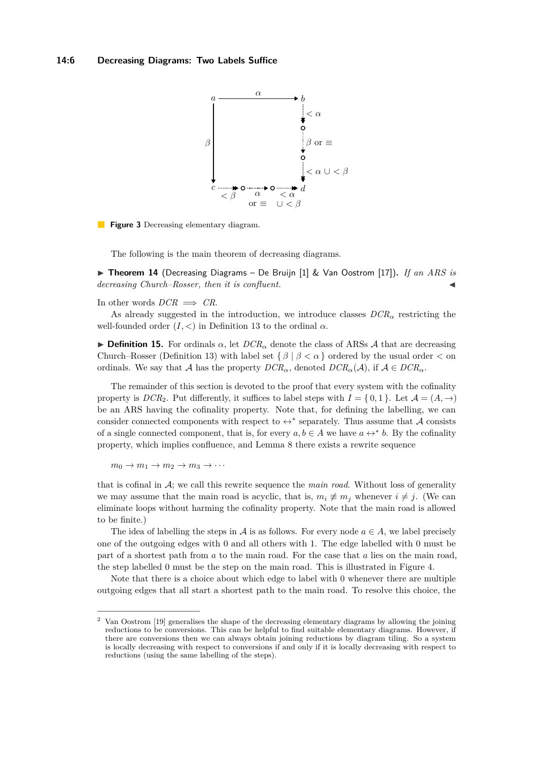**Figure 3** Decreasing elementary diagram.

The following is the main theorem of decreasing diagrams.

▶ **Theorem 14** (Decreasing Diagrams – De Bruijn [1] & Van Oostrom [17]). *If an ARS is decreasing Church–Rosser, then it is confluent.* ◀

In other words $DCR \implies CR$.

As already suggested in the introduction, we introduce classes $DCR_\alpha$ restricting the well-founded order $(I, <)$ in Definition 13 to the ordinal $\alpha$.

▶ **Definition 15.** For ordinals $\alpha$, let $DCR_\alpha$ denote the class of ARSs $\mathcal{A}$ that are decreasing Church–Rosser (Definition 13) with label set $\{ \beta \mid \beta < \alpha \}$ ordered by the usual order $<$ on ordinals. We say that $\mathcal{A}$ has the property $DCR_\alpha$, denoted $DCR_\alpha(\mathcal{A})$, if $\mathcal{A} \in DCR_\alpha$.

The remainder of this section is devoted to the proof that every system with the cofinality property is $DCR_2$. Put differently, it suffices to label steps with $I = \{ 0, 1 \}$. Let $\mathcal{A} = (A, \to)$ be an ARS having the cofinality property. Note that, for defining the labelling, we can consider connected components with respect to $\leftrightarrow^*$ separately. Thus assume that $\mathcal{A}$ consists of a single connected component, that is, for every $a, b \in A$ we have $a \leftrightarrow^* b$. By the cofinality property, which implies confluence, and Lemma 8 there exists a rewrite sequence

$$m_0 \to m_1 \to m_2 \to m_3 \to \cdots$$

that is cofinal in $\mathcal{A}$; we call this rewrite sequence the *main road*. Without loss of generality we may assume that the main road is acyclic, that is, $m_i \not\equiv m_j$ whenever $i \neq j$. (We can eliminate loops without harming the cofinality property. Note that the main road is allowed to be finite.)

The idea of labelling the steps in $\mathcal{A}$ is as follows. For every node $a \in A$, we label precisely one of the outgoing edges with 0 and all others with 1. The edge labelled with 0 must be part of a shortest path from $a$ to the main road. For the case that $a$ lies on the main road, the step labelled 0 must be the step on the main road. This is illustrated in Figure 4.

Note that there is a choice about which edge to label with 0 whenever there are multiple outgoing edges that all start a shortest path to the main road. To resolve this choice, the

---

[2] Van Oostrom [19] generalises the shape of the decreasing elementary diagrams by allowing the joining reductions to be conversions. This can be helpful to find suitable elementary diagrams. However, if there are conversions then we can always obtain joining reductions by diagram tiling. So a system is locally decreasing with respect to conversions if and only if it is locally decreasing with respect to reductions (using the same labelling of the steps).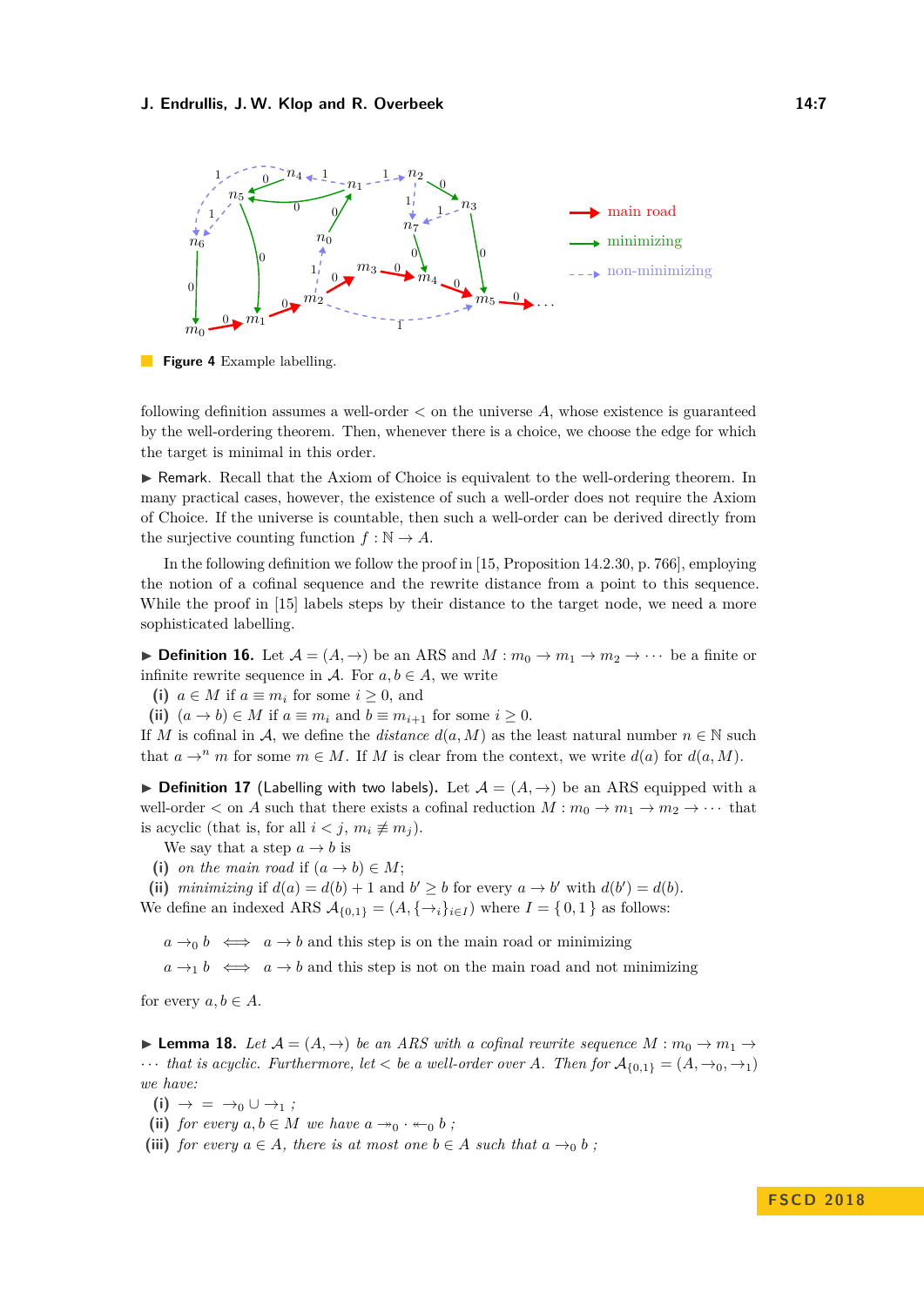**Figure 4** Example labelling.

following definition assumes a well-order $<$ on the universe $A$, whose existence is guaranteed by the well-ordering theorem. Then, whenever there is a choice, we choose the edge for which the target is minimal in this order.

▶ Remark. Recall that the Axiom of Choice is equivalent to the well-ordering theorem. In many practical cases, however, the existence of such a well-order does not require the Axiom of Choice. If the universe is countable, then such a well-order can be derived directly from the surjective counting function $f : \mathbb{N} \to A$.

In the following definition we follow the proof in [15, Proposition 14.2.30, p. 766], employing the notion of a cofinal sequence and the rewrite distance from a point to this sequence. While the proof in [15] labels steps by their distance to the target node, we need a more sophisticated labelling.

▶ **Definition 16.** Let $\mathcal{A} = (A, \to)$ be an ARS and $M : m_0 \to m_1 \to m_2 \to \cdots$ be a finite or infinite rewrite sequence in $\mathcal{A}$. For $a, b \in A$, we write

**(i)** $a \in M$ if $a \equiv m_i$ for some $i \geq 0$, and

**(ii)** $(a \to b) \in M$ if $a \equiv m_i$ and $b \equiv m_{i+1}$ for some $i \geq 0$.

If $M$ is cofinal in $\mathcal{A}$, we define the *distance* $d(a, M)$ as the least natural number $n \in \mathbb{N}$ such that $a \to^n m$ for some $m \in M$. If $M$ is clear from the context, we write $d(a)$ for $d(a, M)$.

▶ **Definition 17** (Labelling with two labels)**.** Let $\mathcal{A} = (A, \to)$ be an ARS equipped with a well-order $<$ on $A$ such that there exists a cofinal reduction $M : m_0 \to m_1 \to m_2 \to \cdots$ that is acyclic (that is, for all $i < j$, $m_i \not\equiv m_j$).

We say that a step $a \to b$ is

**(i)** *on the main road* if $(a \to b) \in M$;

**(ii)** *minimizing* if $d(a) = d(b) + 1$ and $b' \geq b$ for every $a \to b'$ with $d(b') = d(b)$.

We define an indexed ARS $\mathcal{A}_{\{0,1\}} = (A, \{\to_i\}_{i \in I})$ where $I = \{0, 1\}$ as follows:

$$a \to_0 b \iff a \to b \text{ and this step is on the main road or minimizing}$$

$$a \to_1 b \iff a \to b \text{ and this step is not on the main road and not minimizing}$$

for every $a, b \in A$.

▶ **Lemma 18.** *Let $\mathcal{A} = (A, \to)$ be an ARS with a cofinal rewrite sequence $M : m_0 \to m_1 \to \cdots$ that is acyclic. Furthermore, let $<$ be a well-order over $A$. Then for $\mathcal{A}_{\{0,1\}} = (A, \to_0, \to_1)$ we have:*

**(i)** $\to \;=\; \to_0 \cup \to_1$ *;*

**(ii)** *for every $a, b \in M$ we have $a \twoheadrightarrow_0 \cdot \twoheadleftarrow_0 b$ ;*

**(iii)** *for every $a \in A$, there is at most one $b \in A$ such that $a \to_0 b$ ;*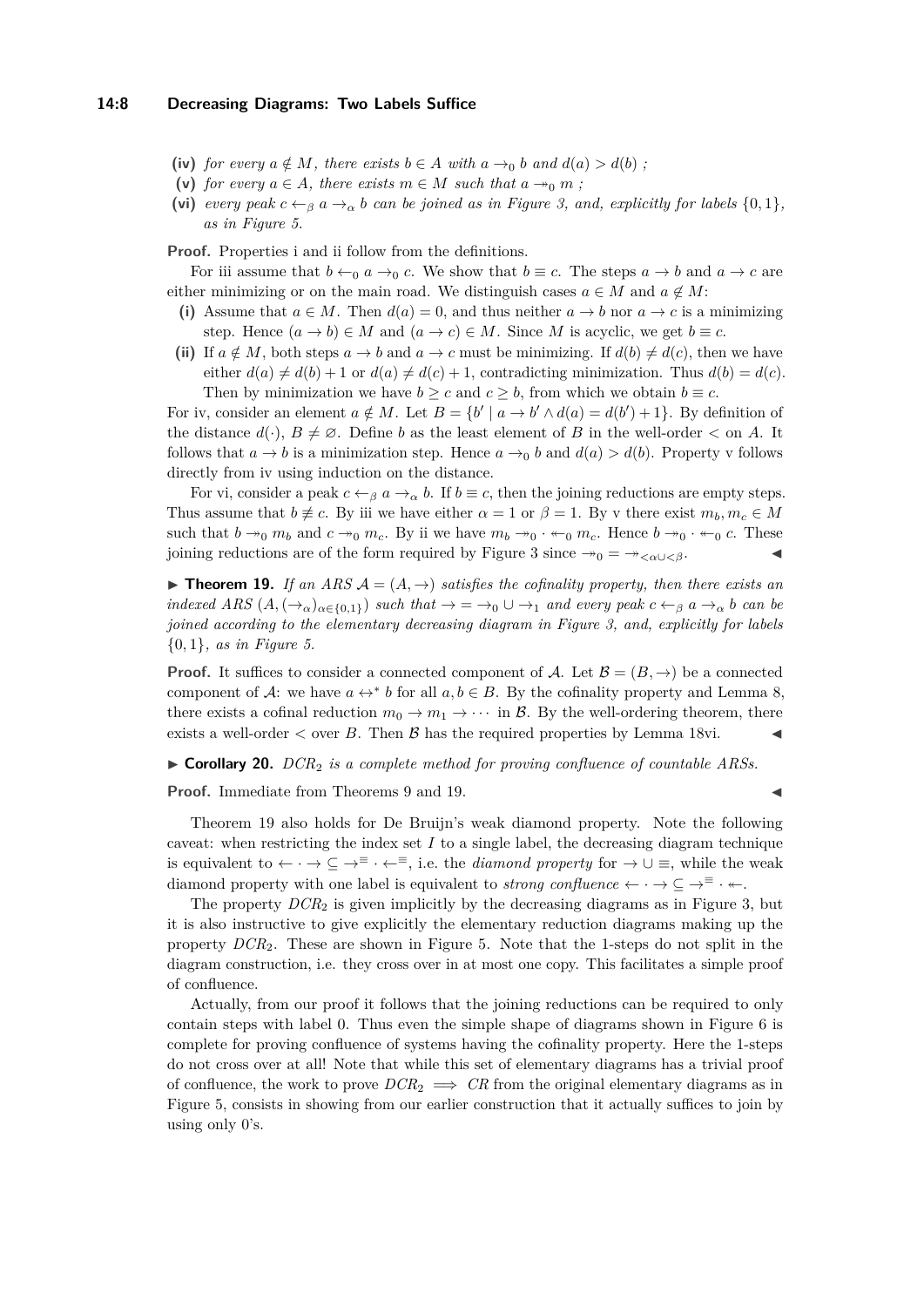**(iv)** *for every $a \notin M$, there exists $b \in A$ with $a \to_0 b$ and $d(a) > d(b)$ ;*

**(v)** *for every $a \in A$, there exists $m \in M$ such that $a \twoheadrightarrow_0 m$ ;*

**(vi)** *every peak $c \leftarrow_\beta a \to_\alpha b$ can be joined as in Figure 3, and, explicitly for labels $\{0, 1\}$, as in Figure 5.*

**Proof.** Properties i and ii follow from the definitions.

For iii assume that $b \leftarrow_0 a \to_0 c$. We show that $b \equiv c$. The steps $a \to b$ and $a \to c$ are either minimizing or on the main road. We distinguish cases $a \in M$ and $a \notin M$:

**(i)** Assume that $a \in M$. Then $d(a) = 0$, and thus neither $a \to b$ nor $a \to c$ is a minimizing step. Hence $(a \to b) \in M$ and $(a \to c) \in M$. Since $M$ is acyclic, we get $b \equiv c$.

**(ii)** If $a \notin M$, both steps $a \to b$ and $a \to c$ must be minimizing. If $d(b) \neq d(c)$, then we have either $d(a) \neq d(b) + 1$ or $d(a) \neq d(c) + 1$, contradicting minimization. Thus $d(b) = d(c)$. Then by minimization we have $b \geq c$ and $c \geq b$, from which we obtain $b \equiv c$.

For iv, consider an element $a \notin M$. Let $B = \{b' \mid a \to b' \wedge d(a) = d(b') + 1\}$. By definition of the distance $d(\cdot)$, $B \neq \varnothing$. Define $b$ as the least element of $B$ in the well-order $<$ on $A$. It follows that $a \to b$ is a minimization step. Hence $a \to_0 b$ and $d(a) > d(b)$. Property v follows directly from iv using induction on the distance.

For vi, consider a peak $c \leftarrow_\beta a \to_\alpha b$. If $b \equiv c$, then the joining reductions are empty steps. Thus assume that $b \not\equiv c$. By iii we have either $\alpha = 1$ or $\beta = 1$. By v there exist $m_b, m_c \in M$ such that $b \twoheadrightarrow_0 m_b$ and $c \twoheadrightarrow_0 m_c$. By ii we have $m_b \twoheadrightarrow_0 \cdot \twoheadleftarrow_0 m_c$. Hence $b \twoheadrightarrow_0 \cdot \twoheadleftarrow_0 c$. These joining reductions are of the form required by Figure 3 since $\twoheadrightarrow_0 = \twoheadrightarrow_{<\alpha \cup <\beta}$. ◀

▶ **Theorem 19.** *If an ARS $\mathcal{A} = (A, \to)$ satisfies the cofinality property, then there exists an indexed ARS $(A, (\to_\alpha)_{\alpha \in \{0,1\}})$ such that $\to = \to_0 \cup \to_1$ and every peak $c \leftarrow_\beta a \to_\alpha b$ can be joined according to the elementary decreasing diagram in Figure 3, and, explicitly for labels $\{0, 1\}$, as in Figure 5.*

**Proof.** It suffices to consider a connected component of $\mathcal{A}$. Let $\mathcal{B} = (B, \to)$ be a connected component of $\mathcal{A}$: we have $a \leftrightarrow^* b$ for all $a, b \in B$. By the cofinality property and Lemma 8, there exists a cofinal reduction $m_0 \to m_1 \to \cdots$ in $\mathcal{B}$. By the well-ordering theorem, there exists a well-order $<$ over $B$. Then $\mathcal{B}$ has the required properties by Lemma 18vi. ◀

▶ **Corollary 20.** *$DCR_2$ is a complete method for proving confluence of countable ARSs.*

**Proof.** Immediate from Theorems 9 and 19. ◀

Theorem 19 also holds for De Bruijn's weak diamond property. Note the following caveat: when restricting the index set $I$ to a single label, the decreasing diagram technique is equivalent to $\leftarrow \cdot \to \subseteq \to^{\equiv} \cdot \leftarrow^{\equiv}$, i.e. the *diamond property* for $\to \cup \equiv$, while the weak diamond property with one label is equivalent to *strong confluence* $\leftarrow \cdot \to \subseteq \to^{\equiv} \cdot \twoheadleftarrow$.

The property $DCR_2$ is given implicitly by the decreasing diagrams as in Figure 3, but it is also instructive to give explicitly the elementary reduction diagrams making up the property $DCR_2$. These are shown in Figure 5. Note that the 1-steps do not split in the diagram construction, i.e. they cross over in at most one copy. This facilitates a simple proof of confluence.

Actually, from our proof it follows that the joining reductions can be required to only contain steps with label 0. Thus even the simple shape of diagrams shown in Figure 6 is complete for proving confluence of systems having the cofinality property. Here the 1-steps do not cross over at all! Note that while this set of elementary diagrams has a trivial proof of confluence, the work to prove $DCR_2 \implies CR$ from the original elementary diagrams as in Figure 5, consists in showing from our earlier construction that it actually suffices to join by using only 0's.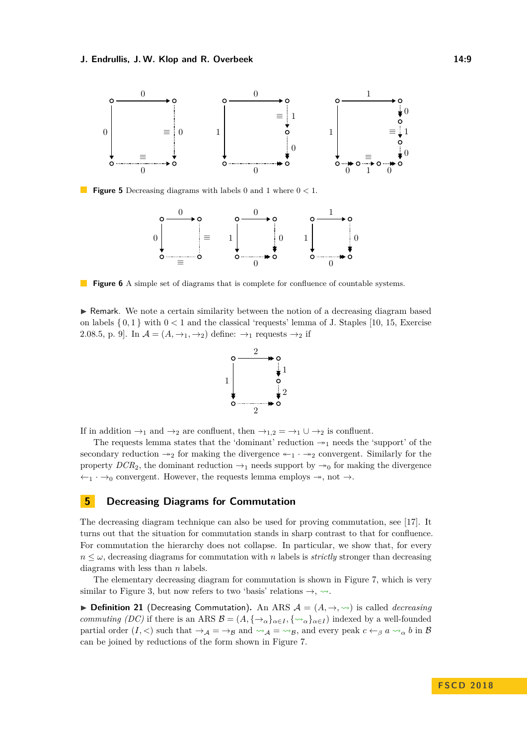**Figure 5** Decreasing diagrams with labels 0 and 1 where $0 < 1$.

**Figure 6** A simple set of diagrams that is complete for confluence of countable systems.

▶ Remark. We note a certain similarity between the notion of a decreasing diagram based on labels $\{0, 1\}$ with $0 < 1$ and the classical 'requests' lemma of J. Staples [10, 15, Exercise 2.08.5, p. 9]. In $\mathcal{A} = (A, \to_1, \to_2)$ define: $\to_1$ requests $\to_2$ if

If in addition $\to_1$ and $\to_2$ are confluent, then $\to_{1,2} = \to_1 \cup \to_2$ is confluent.

The requests lemma states that the 'dominant' reduction $\twoheadrightarrow_1$ needs the 'support' of the secondary reduction $\twoheadrightarrow_2$ for making the divergence $\twoheadleftarrow_1 \cdot \twoheadrightarrow_2$ convergent. Similarly for the property $DCR_2$, the dominant reduction $\to_1$ needs support by $\twoheadrightarrow_0$ for making the divergence $\leftarrow_1 \cdot \to_0$ convergent. However, the requests lemma employs $\twoheadrightarrow$, not $\to$.

## 5 Decreasing Diagrams for Commutation

The decreasing diagram technique can also be used for proving commutation, see [17]. It turns out that the situation for commutation stands in sharp contrast to that for confluence. For commutation the hierarchy does not collapse. In particular, we show that, for every $n \leq \omega$, decreasing diagrams for commutation with $n$ labels is *strictly* stronger than decreasing diagrams with less than $n$ labels.

The elementary decreasing diagram for commutation is shown in Figure 7, which is very similar to Figure 3, but now refers to two 'basis' relations $\to$, $\rightsquigarrow$.

▶ **Definition 21** (Decreasing Commutation). An ARS $\mathcal{A} = (A, \to, \rightsquigarrow)$ is called *decreasing commuting (DC)* if there is an ARS $\mathcal{B} = (A, \{\to_\alpha\}_{\alpha \in I}, \{\rightsquigarrow_\alpha\}_{\alpha \in I})$ indexed by a well-founded partial order $(I, <)$ such that $\to_\mathcal{A} = \to_\mathcal{B}$ and $\rightsquigarrow_\mathcal{A} = \rightsquigarrow_\mathcal{B}$, and every peak $c \leftarrow_\beta a \rightsquigarrow_\alpha b$ in $\mathcal{B}$ can be joined by reductions of the form shown in Figure 7.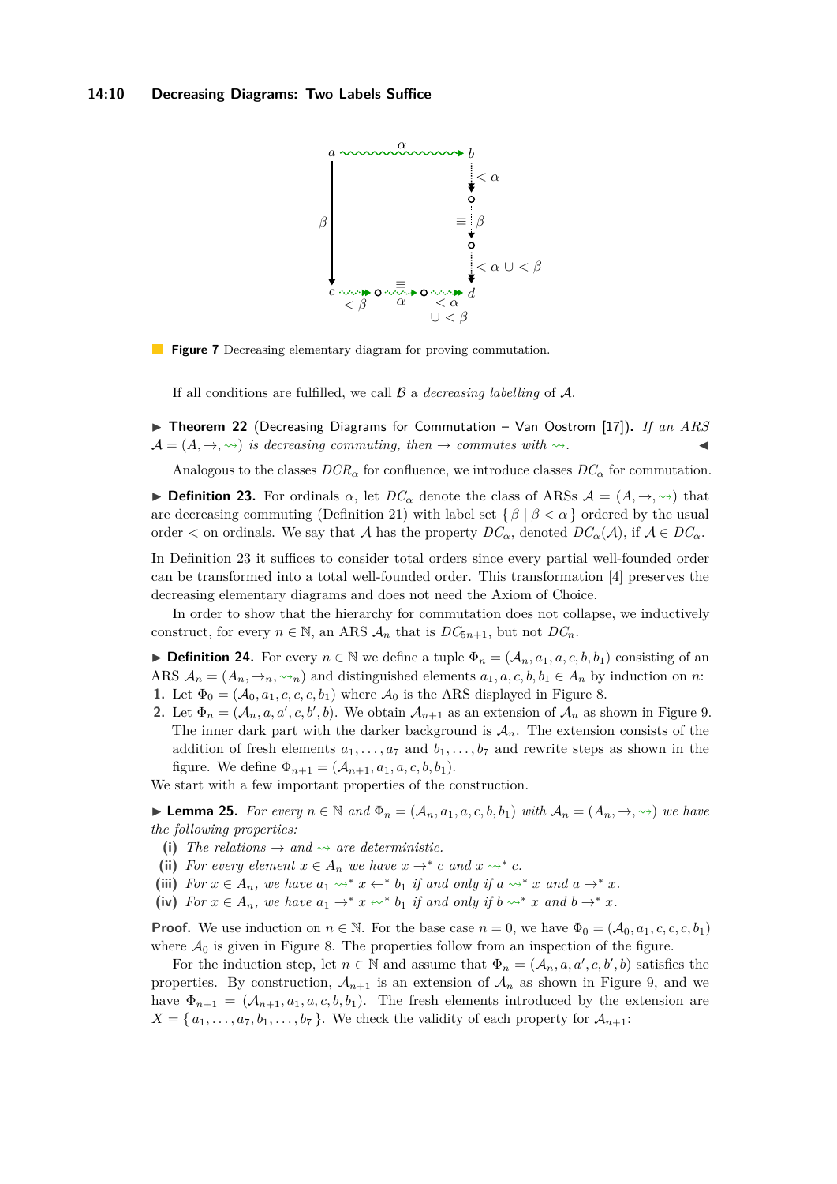**Figure 7** Decreasing elementary diagram for proving commutation.

If all conditions are fulfilled, we call $\mathcal{B}$ a *decreasing labelling* of $\mathcal{A}$.

▶ **Theorem 22** (Decreasing Diagrams for Commutation – Van Oostrom [17]). *If an ARS $\mathcal{A} = (A, \to, \rightsquigarrow)$ is decreasing commuting, then $\to$ commutes with $\rightsquigarrow$.* ◀

Analogous to the classes $DCR_\alpha$ for confluence, we introduce classes $DC_\alpha$ for commutation.

▶ **Definition 23.** For ordinals $\alpha$, let $DC_\alpha$ denote the class of ARSs $\mathcal{A} = (A, \to, \rightsquigarrow)$ that are decreasing commuting (Definition 21) with label set $\{ \beta \mid \beta < \alpha \}$ ordered by the usual order $<$ on ordinals. We say that $\mathcal{A}$ has the property $DC_\alpha$, denoted $DC_\alpha(\mathcal{A})$, if $\mathcal{A} \in DC_\alpha$.

In Definition 23 it suffices to consider total orders since every partial well-founded order can be transformed into a total well-founded order. This transformation [4] preserves the decreasing elementary diagrams and does not need the Axiom of Choice.

In order to show that the hierarchy for commutation does not collapse, we inductively construct, for every $n \in \mathbb{N}$, an ARS $\mathcal{A}_n$ that is $DC_{5n+1}$, but not $DC_n$.

▶ **Definition 24.** For every $n \in \mathbb{N}$ we define a tuple $\Phi_n = (\mathcal{A}_n, a_1, a, c, b, b_1)$ consisting of an ARS $\mathcal{A}_n = (A_n, \to_n, \rightsquigarrow_n)$ and distinguished elements $a_1, a, c, b, b_1 \in A_n$ by induction on $n$:

1. Let $\Phi_0 = (\mathcal{A}_0, a_1, c, c, c, b_1)$ where $\mathcal{A}_0$ is the ARS displayed in Figure 8.
2. Let $\Phi_n = (\mathcal{A}_n, a, a', c, b', b)$. We obtain $\mathcal{A}_{n+1}$ as an extension of $\mathcal{A}_n$ as shown in Figure 9. The inner dark part with the darker background is $\mathcal{A}_n$. The extension consists of the addition of fresh elements $a_1, \ldots, a_7$ and $b_1, \ldots, b_7$ and rewrite steps as shown in the figure. We define $\Phi_{n+1} = (\mathcal{A}_{n+1}, a_1, a, c, b, b_1)$.

We start with a few important properties of the construction.

▶ **Lemma 25.** *For every $n \in \mathbb{N}$ and $\Phi_n = (\mathcal{A}_n, a_1, a, c, b, b_1)$ with $\mathcal{A}_n = (A_n, \to, \rightsquigarrow)$ we have the following properties:*

**(i)** *The relations $\to$ and $\rightsquigarrow$ are deterministic.*
**(ii)** *For every element $x \in A_n$ we have $x \to^* c$ and $x \rightsquigarrow^* c$.*
**(iii)** *For $x \in A_n$, we have $a_1 \rightsquigarrow^* x \leftarrow^* b_1$ if and only if $a \rightsquigarrow^* x$ and $a \to^* x$.*
**(iv)** *For $x \in A_n$, we have $a_1 \to^* x \rightsquigarrow^* b_1$ if and only if $b \rightsquigarrow^* x$ and $b \to^* x$.*

**Proof.** We use induction on $n \in \mathbb{N}$. For the base case $n = 0$, we have $\Phi_0 = (\mathcal{A}_0, a_1, c, c, c, b_1)$ where $\mathcal{A}_0$ is given in Figure 8. The properties follow from an inspection of the figure.

For the induction step, let $n \in \mathbb{N}$ and assume that $\Phi_n = (\mathcal{A}_n, a, a', c, b', b)$ satisfies the properties. By construction, $\mathcal{A}_{n+1}$ is an extension of $\mathcal{A}_n$ as shown in Figure 9, and we have $\Phi_{n+1} = (\mathcal{A}_{n+1}, a_1, a, c, b, b_1)$. The fresh elements introduced by the extension are $X = \{ a_1, \ldots, a_7, b_1, \ldots, b_7 \}$. We check the validity of each property for $\mathcal{A}_{n+1}$: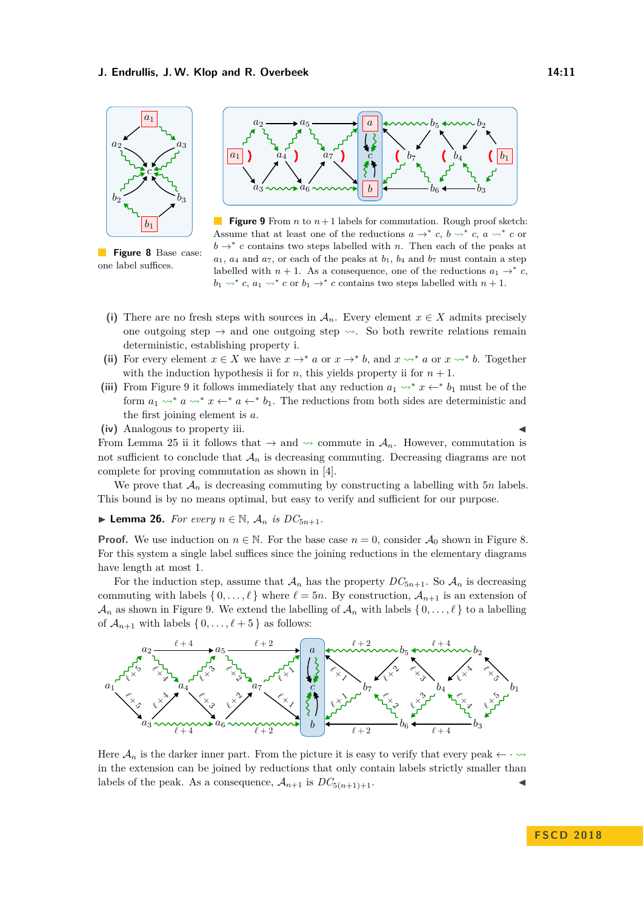**Figure 8** Base case: one label suffices.

**Figure 9** From $n$ to $n+1$ labels for commutation. Rough proof sketch: Assume that at least one of the reductions $a \to^* c$, $b \rightsquigarrow^* c$, $a \rightsquigarrow^* c$ or $b \to^* c$ contains two steps labelled with $n$. Then each of the peaks at $a_1$, $a_4$ and $a_7$, or each of the peaks at $b_1$, $b_4$ and $b_7$ must contain a step labelled with $n+1$. As a consequence, one of the reductions $a_1 \to^* c$, $b_1 \rightsquigarrow^* c$, $a_1 \rightsquigarrow^* c$ or $b_1 \to^* c$ contains two steps labelled with $n+1$.

**(i)** There are no fresh steps with sources in $\mathcal{A}_n$. Every element $x \in X$ admits precisely one outgoing step $\to$ and one outgoing step $\rightsquigarrow$. So both rewrite relations remain deterministic, establishing property i.

**(ii)** For every element $x \in X$ we have $x \to^* a$ or $x \to^* b$, and $x \rightsquigarrow^* a$ or $x \rightsquigarrow^* b$. Together with the induction hypothesis ii for $n$, this yields property ii for $n+1$.

**(iii)** From Figure 9 it follows immediately that any reduction $a_1 \rightsquigarrow^* x \leftarrow^* b_1$ must be of the form $a_1 \rightsquigarrow^* a \rightsquigarrow^* x \leftarrow^* a \leftarrow^* b_1$. The reductions from both sides are deterministic and the first joining element is $a$.

**(iv)** Analogous to property iii. ◀

From Lemma 25 ii it follows that $\to$ and $\rightsquigarrow$ commute in $\mathcal{A}_n$. However, commutation is not sufficient to conclude that $\mathcal{A}_n$ is decreasing commuting. Decreasing diagrams are not complete for proving commutation as shown in [4].

We prove that $\mathcal{A}_n$ is decreasing commuting by constructing a labelling with $5n$ labels. This bound is by no means optimal, but easy to verify and sufficient for our purpose.

▶ **Lemma 26.** *For every $n \in \mathbb{N}$, $\mathcal{A}_n$ is $DC_{5n+1}$.*

**Proof.** We use induction on $n \in \mathbb{N}$. For the base case $n = 0$, consider $\mathcal{A}_0$ shown in Figure 8. For this system a single label suffices since the joining reductions in the elementary diagrams have length at most 1.

For the induction step, assume that $\mathcal{A}_n$ has the property $DC_{5n+1}$. So $\mathcal{A}_n$ is decreasing commuting with labels $\{0, \ldots, \ell\}$ where $\ell = 5n$. By construction, $\mathcal{A}_{n+1}$ is an extension of $\mathcal{A}_n$ as shown in Figure 9. We extend the labelling of $\mathcal{A}_n$ with labels $\{0, \ldots, \ell\}$ to a labelling of $\mathcal{A}_{n+1}$ with labels $\{0, \ldots, \ell+5\}$ as follows:

Here $\mathcal{A}_n$ is the darker inner part. From the picture it is easy to verify that every peak $\leftarrow \cdot \rightsquigarrow$ in the extension can be joined by reductions that only contain labels strictly smaller than labels of the peak. As a consequence, $\mathcal{A}_{n+1}$ is $DC_{5(n+1)+1}$. ◀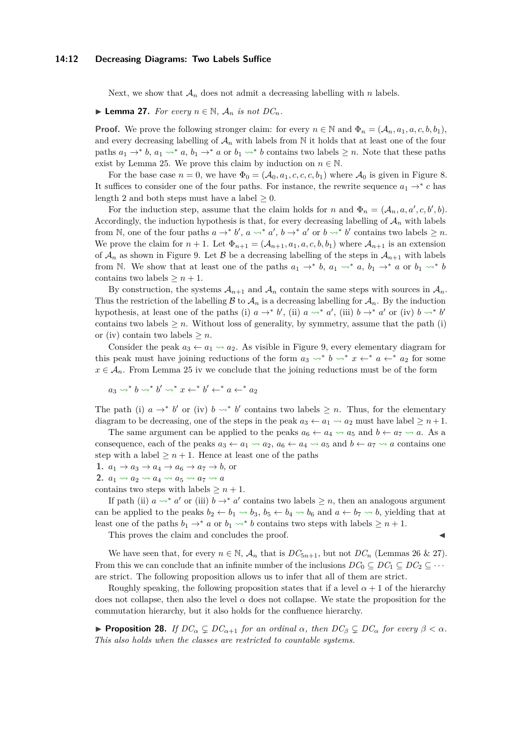Next, we show that $\mathcal{A}_n$ does not admit a decreasing labelling with $n$ labels.

▶ **Lemma 27.** *For every $n \in \mathbb{N}$, $\mathcal{A}_n$ is not $DC_n$.*

**Proof.** We prove the following stronger claim: for every $n \in \mathbb{N}$ and $\Phi_n = (\mathcal{A}_n, a_1, a, c, b, b_1)$, and every decreasing labelling of $\mathcal{A}_n$ with labels from $\mathbb{N}$ it holds that at least one of the four paths $a_1 \to^* b$, $a_1 \rightsquigarrow^* a$, $b_1 \to^* a$ or $b_1 \rightsquigarrow^* b$ contains two labels $\geq n$. Note that these paths exist by Lemma 25. We prove this claim by induction on $n \in \mathbb{N}$.

For the base case $n = 0$, we have $\Phi_0 = (\mathcal{A}_0, a_1, c, c, c, b_1)$ where $\mathcal{A}_0$ is given in Figure 8. It suffices to consider one of the four paths. For instance, the rewrite sequence $a_1 \to^* c$ has length 2 and both steps must have a label $\geq 0$.

For the induction step, assume that the claim holds for $n$ and $\Phi_n = (\mathcal{A}_n, a, a', c, b', b)$. Accordingly, the induction hypothesis is that, for every decreasing labelling of $\mathcal{A}_n$ with labels from $\mathbb{N}$, one of the four paths $a \to^* b'$, $a \rightsquigarrow^* a'$, $b \to^* a'$ or $b \rightsquigarrow^* b'$ contains two labels $\geq n$. We prove the claim for $n+1$. Let $\Phi_{n+1} = (\mathcal{A}_{n+1}, a_1, a, c, b, b_1)$ where $\mathcal{A}_{n+1}$ is an extension of $\mathcal{A}_n$ as shown in Figure 9. Let $\mathcal{B}$ be a decreasing labelling of the steps in $\mathcal{A}_{n+1}$ with labels from $\mathbb{N}$. We show that at least one of the paths $a_1 \to^* b$, $a_1 \rightsquigarrow^* a$, $b_1 \to^* a$ or $b_1 \rightsquigarrow^* b$ contains two labels $\geq n+1$.

By construction, the systems $\mathcal{A}_{n+1}$ and $\mathcal{A}_n$ contain the same steps with sources in $\mathcal{A}_n$. Thus the restriction of the labelling $\mathcal{B}$ to $\mathcal{A}_n$ is a decreasing labelling for $\mathcal{A}_n$. By the induction hypothesis, at least one of the paths (i) $a \to^* b'$, (ii) $a \rightsquigarrow^* a'$, (iii) $b \to^* a'$ or (iv) $b \rightsquigarrow^* b'$ contains two labels $\geq n$. Without loss of generality, by symmetry, assume that the path (i) or (iv) contain two labels $\geq n$.

Consider the peak $a_3 \leftarrow a_1 \rightsquigarrow a_2$. As visible in Figure 9, every elementary diagram for this peak must have joining reductions of the form $a_3 \rightsquigarrow^* b \rightsquigarrow^* x \leftarrow^* a \leftarrow^* a_2$ for some $x \in \mathcal{A}_n$. From Lemma 25 iv we conclude that the joining reductions must be of the form

$$a_3 \rightsquigarrow^* b \rightsquigarrow^* b' \rightsquigarrow^* x \leftarrow^* b' \leftarrow^* a \leftarrow^* a_2$$

The path (i) $a \to^* b'$ or (iv) $b \rightsquigarrow^* b'$ contains two labels $\geq n$. Thus, for the elementary diagram to be decreasing, one of the steps in the peak $a_3 \leftarrow a_1 \rightsquigarrow a_2$ must have label $\geq n+1$.

The same argument can be applied to the peaks $a_6 \leftarrow a_4 \rightsquigarrow a_5$ and $b \leftarrow a_7 \rightsquigarrow a$. As a consequence, each of the peaks $a_3 \leftarrow a_1 \rightsquigarrow a_2$, $a_6 \leftarrow a_4 \rightsquigarrow a_5$ and $b \leftarrow a_7 \rightsquigarrow a$ contains one step with a label $\geq n+1$. Hence at least one of the paths

1. $a_1 \to a_3 \to a_4 \to a_6 \to a_7 \to b$, or
2. $a_1 \rightsquigarrow a_2 \rightsquigarrow a_4 \rightsquigarrow a_5 \rightsquigarrow a_7 \rightsquigarrow a$

contains two steps with labels $\geq n+1$.

If path (ii) $a \rightsquigarrow^* a'$ or (iii) $b \to^* a'$ contains two labels $\geq n$, then an analogous argument can be applied to the peaks $b_2 \leftarrow b_1 \rightsquigarrow b_3$, $b_5 \leftarrow b_4 \rightsquigarrow b_6$ and $a \leftarrow b_7 \rightsquigarrow b$, yielding that at least one of the paths $b_1 \to^* a$ or $b_1 \rightsquigarrow^* b$ contains two steps with labels $\geq n+1$.

This proves the claim and concludes the proof. ◀

We have seen that, for every $n \in \mathbb{N}$, $\mathcal{A}_n$ that is $DC_{5n+1}$, but not $DC_n$ (Lemmas 26 & 27). From this we can conclude that an infinite number of the inclusions $DC_0 \subseteq DC_1 \subseteq DC_2 \subseteq \cdots$ are strict. The following proposition allows us to infer that all of them are strict.

Roughly speaking, the following proposition states that if a level $\alpha + 1$ of the hierarchy does not collapse, then also the level $\alpha$ does not collapse. We state the proposition for the commutation hierarchy, but it also holds for the confluence hierarchy.

▶ **Proposition 28.** *If $DC_\alpha \subsetneq DC_{\alpha+1}$ for an ordinal $\alpha$, then $DC_\beta \subsetneq DC_\alpha$ for every $\beta < \alpha$. This also holds when the classes are restricted to countable systems.*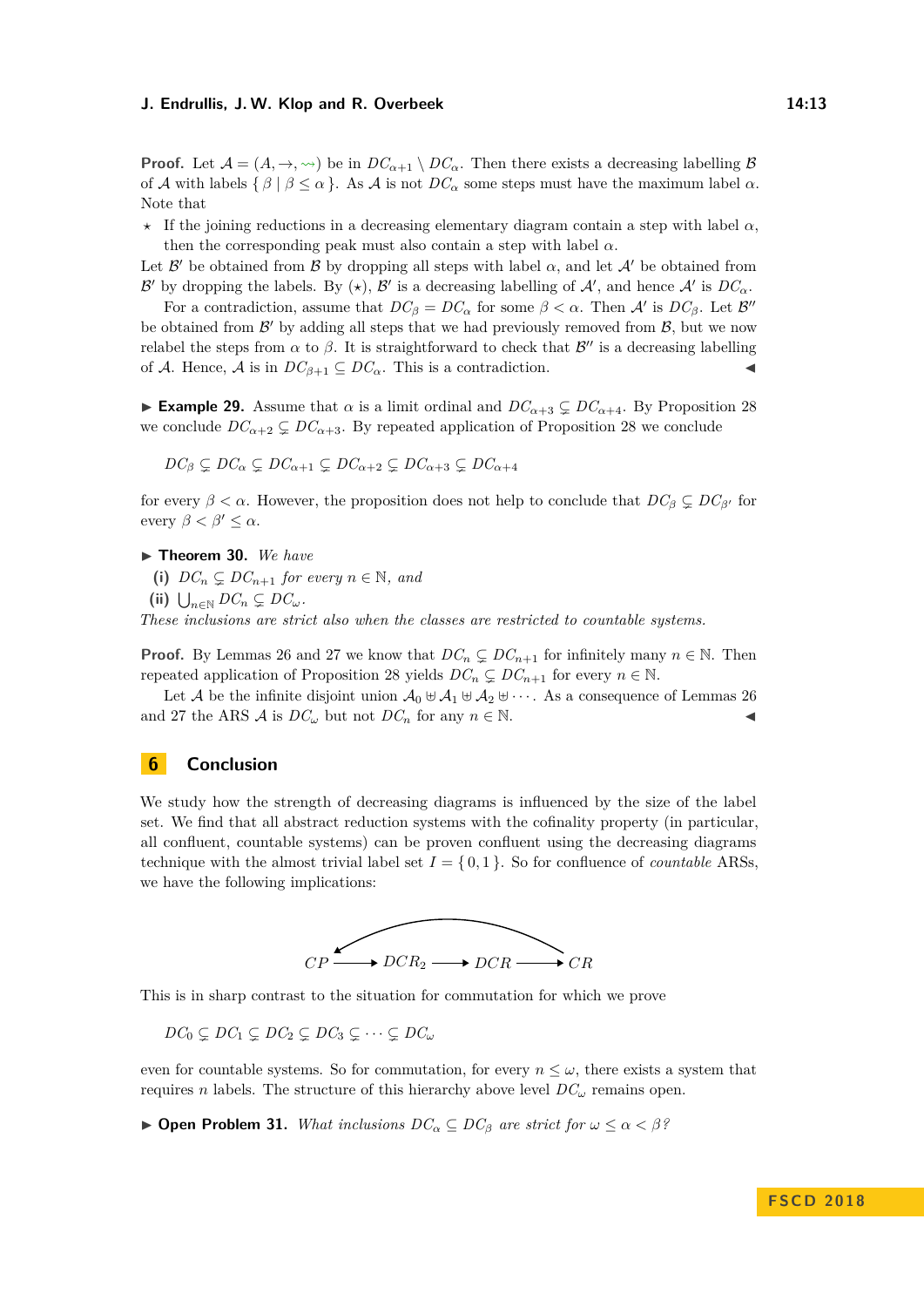**Proof.** Let $\mathcal{A} = (A, \to, \rightsquigarrow)$ be in $DC_{\alpha+1} \setminus DC_\alpha$. Then there exists a decreasing labelling $\mathcal{B}$ of $\mathcal{A}$ with labels $\{\, \beta \mid \beta \le \alpha \,\}$. As $\mathcal{A}$ is not $DC_\alpha$ some steps must have the maximum label $\alpha$. Note that

- $\star$ If the joining reductions in a decreasing elementary diagram contain a step with label $\alpha$, then the corresponding peak must also contain a step with label $\alpha$.

Let $\mathcal{B}'$ be obtained from $\mathcal{B}$ by dropping all steps with label $\alpha$, and let $\mathcal{A}'$ be obtained from $\mathcal{B}'$ by dropping the labels. By $(\star)$, $\mathcal{B}'$ is a decreasing labelling of $\mathcal{A}'$, and hence $\mathcal{A}'$ is $DC_\alpha$.

For a contradiction, assume that $DC_\beta = DC_\alpha$ for some $\beta < \alpha$. Then $\mathcal{A}'$ is $DC_\beta$. Let $\mathcal{B}''$ be obtained from $\mathcal{B}'$ by adding all steps that we had previously removed from $\mathcal{B}$, but we now relabel the steps from $\alpha$ to $\beta$. It is straightforward to check that $\mathcal{B}''$ is a decreasing labelling of $\mathcal{A}$. Hence, $\mathcal{A}$ is in $DC_{\beta+1} \subseteq DC_\alpha$. This is a contradiction. ◀

▶ **Example 29.** Assume that $\alpha$ is a limit ordinal and $DC_{\alpha+3} \subsetneq DC_{\alpha+4}$. By Proposition 28 we conclude $DC_{\alpha+2} \subsetneq DC_{\alpha+3}$. By repeated application of Proposition 28 we conclude

$$DC_\beta \subsetneq DC_\alpha \subsetneq DC_{\alpha+1} \subsetneq DC_{\alpha+2} \subsetneq DC_{\alpha+3} \subsetneq DC_{\alpha+4}$$

for every $\beta < \alpha$. However, the proposition does not help to conclude that $DC_\beta \subsetneq DC_{\beta'}$ for every $\beta < \beta' \le \alpha$.

▶ **Theorem 30.** *We have*

**(i)** $DC_n \subsetneq DC_{n+1}$ *for every* $n \in \mathbb{N}$*, and*

**(ii)** $\bigcup_{n\in\mathbb{N}} DC_n \subsetneq DC_\omega$.

*These inclusions are strict also when the classes are restricted to countable systems.*

**Proof.** By Lemmas 26 and 27 we know that $DC_n \subsetneq DC_{n+1}$ for infinitely many $n \in \mathbb{N}$. Then repeated application of Proposition 28 yields $DC_n \subsetneq DC_{n+1}$ for every $n \in \mathbb{N}$.

Let $\mathcal{A}$ be the infinite disjoint union $\mathcal{A}_0 \uplus \mathcal{A}_1 \uplus \mathcal{A}_2 \uplus \cdots$. As a consequence of Lemmas 26 and 27 the ARS $\mathcal{A}$ is $DC_\omega$ but not $DC_n$ for any $n \in \mathbb{N}$. ◀

## 6 Conclusion

We study how the strength of decreasing diagrams is influenced by the size of the label set. We find that all abstract reduction systems with the cofinality property (in particular, all confluent, countable systems) can be proven confluent using the decreasing diagrams technique with the almost trivial label set $I = \{\, 0, 1 \,\}$. So for confluence of *countable* ARSs, we have the following implications:

$$CP \longrightarrow DCR_2 \longrightarrow DCR \longrightarrow CR \quad (CR \longrightarrow CP)$$

This is in sharp contrast to the situation for commutation for which we prove

$$DC_0 \subsetneq DC_1 \subsetneq DC_2 \subsetneq DC_3 \subsetneq \cdots \subsetneq DC_\omega$$

even for countable systems. So for commutation, for every $n \le \omega$, there exists a system that requires $n$ labels. The structure of this hierarchy above level $DC_\omega$ remains open.

▶ **Open Problem 31.** *What inclusions* $DC_\alpha \subseteq DC_\beta$ *are strict for* $\omega \le \alpha < \beta$*?*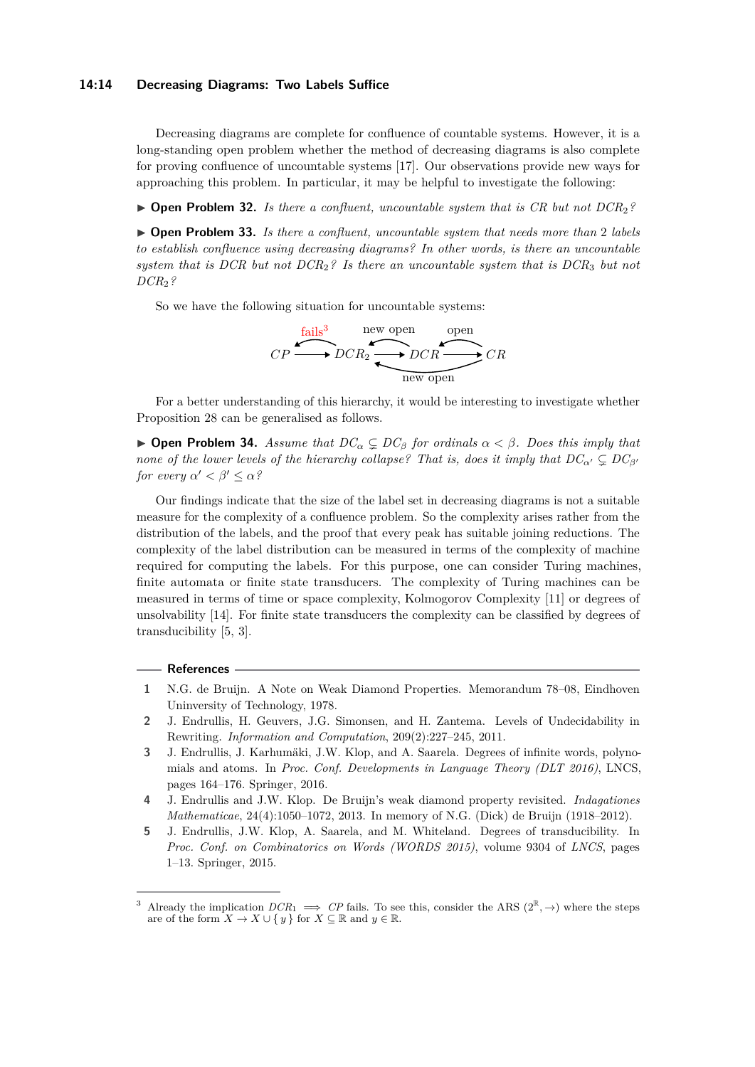Decreasing diagrams are complete for confluence of countable systems. However, it is a long-standing open problem whether the method of decreasing diagrams is also complete for proving confluence of uncountable systems [17]. Our observations provide new ways for approaching this problem. In particular, it may be helpful to investigate the following:

▶ **Open Problem 32.** *Is there a confluent, uncountable system that is CR but not $DCR_2$?*

▶ **Open Problem 33.** *Is there a confluent, uncountable system that needs more than 2 labels to establish confluence using decreasing diagrams? In other words, is there an uncountable system that is DCR but not $DCR_2$? Is there an uncountable system that is $DCR_3$ but not $DCR_2$?*

So we have the following situation for uncountable systems:

$$CP \longrightarrow DCR_2 \longrightarrow DCR \longrightarrow CR$$

(arrows back: $DCR_2 \to CP$: fails[3]; $DCR \to DCR_2$: new open; $CR \to DCR$: open; $CR \to DCR_2$: new open)

For a better understanding of this hierarchy, it would be interesting to investigate whether Proposition 28 can be generalised as follows.

▶ **Open Problem 34.** *Assume that $DC_\alpha \subsetneq DC_\beta$ for ordinals $\alpha < \beta$. Does this imply that none of the lower levels of the hierarchy collapse? That is, does it imply that $DC_{\alpha'} \subsetneq DC_{\beta'}$ for every $\alpha' < \beta' \leq \alpha$?*

Our findings indicate that the size of the label set in decreasing diagrams is not a suitable measure for the complexity of a confluence problem. So the complexity arises rather from the distribution of the labels, and the proof that every peak has suitable joining reductions. The complexity of the label distribution can be measured in terms of the complexity of machine required for computing the labels. For this purpose, one can consider Turing machines, finite automata or finite state transducers. The complexity of Turing machines can be measured in terms of time or space complexity, Kolmogorov Complexity [11] or degrees of unsolvability [14]. For finite state transducers the complexity can be classified by degrees of transducibility [5, 3].

## References

1. N.G. de Bruijn. A Note on Weak Diamond Properties. Memorandum 78–08, Eindhoven Uninversity of Technology, 1978.
2. J. Endrullis, H. Geuvers, J.G. Simonsen, and H. Zantema. Levels of Undecidability in Rewriting. *Information and Computation*, 209(2):227–245, 2011.
3. J. Endrullis, J. Karhumäki, J.W. Klop, and A. Saarela. Degrees of infinite words, polynomials and atoms. In *Proc. Conf. Developments in Language Theory (DLT 2016)*, LNCS, pages 164–176. Springer, 2016.
4. J. Endrullis and J.W. Klop. De Bruijn's weak diamond property revisited. *Indagationes Mathematicae*, 24(4):1050–1072, 2013. In memory of N.G. (Dick) de Bruijn (1918–2012).
5. J. Endrullis, J.W. Klop, A. Saarela, and M. Whiteland. Degrees of transducibility. In *Proc. Conf. on Combinatorics on Words (WORDS 2015)*, volume 9304 of *LNCS*, pages 1–13. Springer, 2015.

[3] Already the implication $DCR_1 \implies CP$ fails. To see this, consider the ARS $(2^{\mathbb{R}}, \to)$ where the steps are of the form $X \to X \cup \{ y \}$ for $X \subseteq \mathbb{R}$ and $y \in \mathbb{R}$.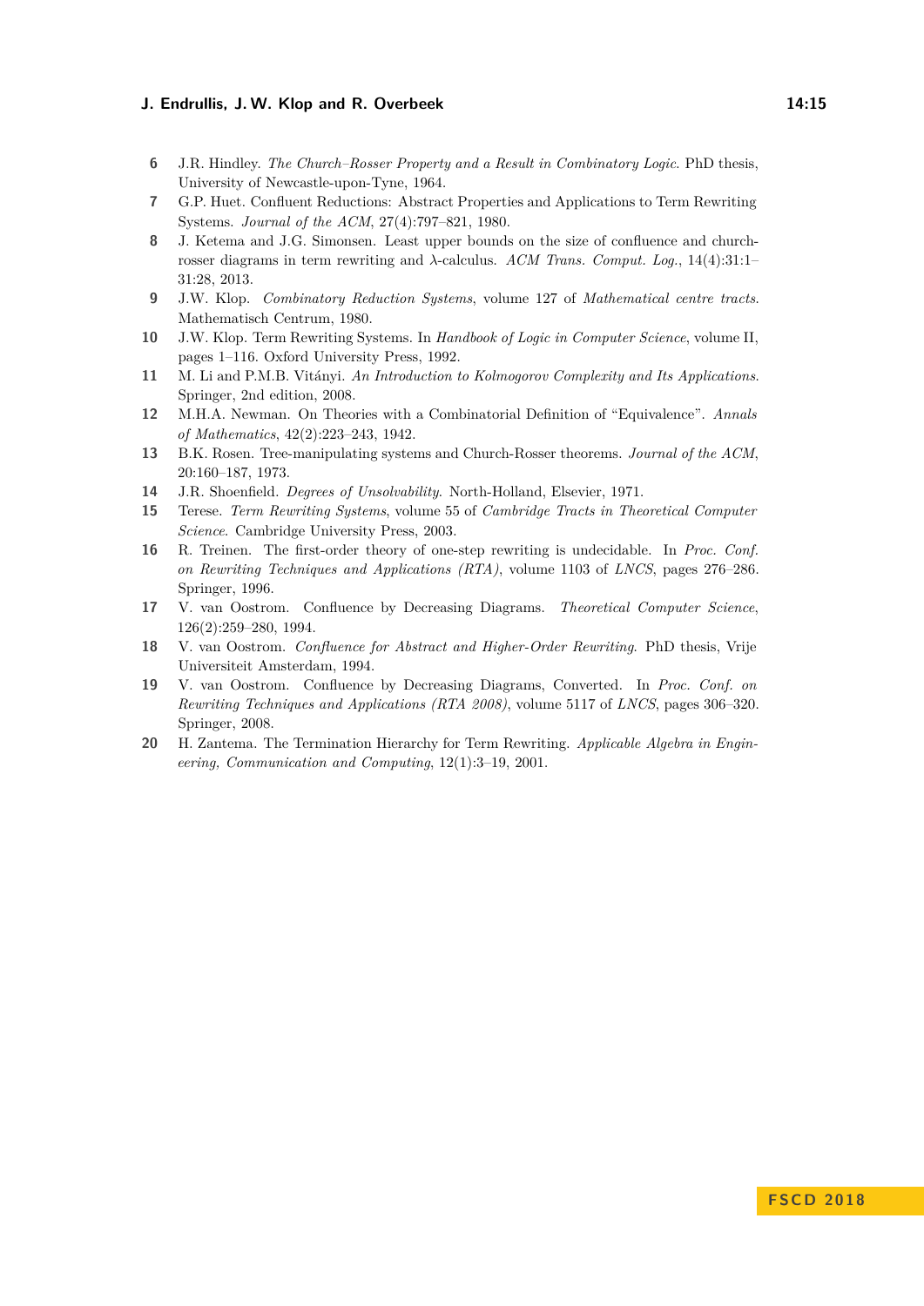6. J.R. Hindley. *The Church–Rosser Property and a Result in Combinatory Logic*. PhD thesis, University of Newcastle-upon-Tyne, 1964.
7. G.P. Huet. Confluent Reductions: Abstract Properties and Applications to Term Rewriting Systems. *Journal of the ACM*, 27(4):797–821, 1980.
8. J. Ketema and J.G. Simonsen. Least upper bounds on the size of confluence and church-rosser diagrams in term rewriting and $\lambda$-calculus. *ACM Trans. Comput. Log.*, 14(4):31:1–31:28, 2013.
9. J.W. Klop. *Combinatory Reduction Systems*, volume 127 of *Mathematical centre tracts*. Mathematisch Centrum, 1980.
10. J.W. Klop. Term Rewriting Systems. In *Handbook of Logic in Computer Science*, volume II, pages 1–116. Oxford University Press, 1992.
11. M. Li and P.M.B. Vitányi. *An Introduction to Kolmogorov Complexity and Its Applications*. Springer, 2nd edition, 2008.
12. M.H.A. Newman. On Theories with a Combinatorial Definition of "Equivalence". *Annals of Mathematics*, 42(2):223–243, 1942.
13. B.K. Rosen. Tree-manipulating systems and Church-Rosser theorems. *Journal of the ACM*, 20:160–187, 1973.
14. J.R. Shoenfield. *Degrees of Unsolvability*. North-Holland, Elsevier, 1971.
15. Terese. *Term Rewriting Systems*, volume 55 of *Cambridge Tracts in Theoretical Computer Science*. Cambridge University Press, 2003.
16. R. Treinen. The first-order theory of one-step rewriting is undecidable. In *Proc. Conf. on Rewriting Techniques and Applications (RTA)*, volume 1103 of *LNCS*, pages 276–286. Springer, 1996.
17. V. van Oostrom. Confluence by Decreasing Diagrams. *Theoretical Computer Science*, 126(2):259–280, 1994.
18. V. van Oostrom. *Confluence for Abstract and Higher-Order Rewriting*. PhD thesis, Vrije Universiteit Amsterdam, 1994.
19. V. van Oostrom. Confluence by Decreasing Diagrams, Converted. In *Proc. Conf. on Rewriting Techniques and Applications (RTA 2008)*, volume 5117 of *LNCS*, pages 306–320. Springer, 2008.
20. H. Zantema. The Termination Hierarchy for Term Rewriting. *Applicable Algebra in Engineering, Communication and Computing*, 12(1):3–19, 2001.